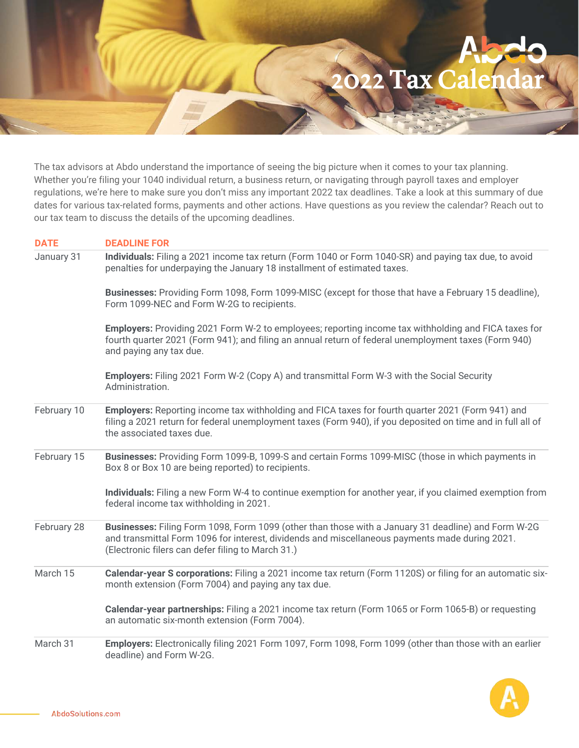# Abdo 2022 Tax Calendar

The tax advisors at Abdo understand the importance of seeing the big picture when it comes to your tax planning. Whether you're filing your 1040 individual return, a business return, or navigating through payroll taxes and employer regulations, we're here to make sure you don't miss any important 2022 tax deadlines. Take a look at this summary of due dates for various tax-related forms, payments and other actions. Have questions as you review the calendar? Reach out to our tax team to discuss the details of the upcoming deadlines.

| DATE | DEADLINE FOR |
|---|---|
| January 31 | **Individuals:** Filing a 2021 income tax return (Form 1040 or Form 1040-SR) and paying tax due, to avoid penalties for underpaying the January 18 installment of estimated taxes. |
| | **Businesses:** Providing Form 1098, Form 1099-MISC (except for those that have a February 15 deadline), Form 1099-NEC and Form W-2G to recipients. |
| | **Employers:** Providing 2021 Form W-2 to employees; reporting income tax withholding and FICA taxes for fourth quarter 2021 (Form 941); and filing an annual return of federal unemployment taxes (Form 940) and paying any tax due. |
| | **Employers:** Filing 2021 Form W-2 (Copy A) and transmittal Form W-3 with the Social Security Administration. |
| February 10 | **Employers:** Reporting income tax withholding and FICA taxes for fourth quarter 2021 (Form 941) and filing a 2021 return for federal unemployment taxes (Form 940), if you deposited on time and in full all of the associated taxes due. |
| February 15 | **Businesses:** Providing Form 1099-B, 1099-S and certain Forms 1099-MISC (those in which payments in Box 8 or Box 10 are being reported) to recipients. |
| | **Individuals:** Filing a new Form W-4 to continue exemption for another year, if you claimed exemption from federal income tax withholding in 2021. |
| February 28 | **Businesses:** Filing Form 1098, Form 1099 (other than those with a January 31 deadline) and Form W-2G and transmittal Form 1096 for interest, dividends and miscellaneous payments made during 2021. (Electronic filers can defer filing to March 31.) |
| March 15 | **Calendar-year S corporations:** Filing a 2021 income tax return (Form 1120S) or filing for an automatic six-month extension (Form 7004) and paying any tax due. |
| | **Calendar-year partnerships:** Filing a 2021 income tax return (Form 1065 or Form 1065-B) or requesting an automatic six-month extension (Form 7004). |
| March 31 | **Employers:** Electronically filing 2021 Form 1097, Form 1098, Form 1099 (other than those with an earlier deadline) and Form W-2G. |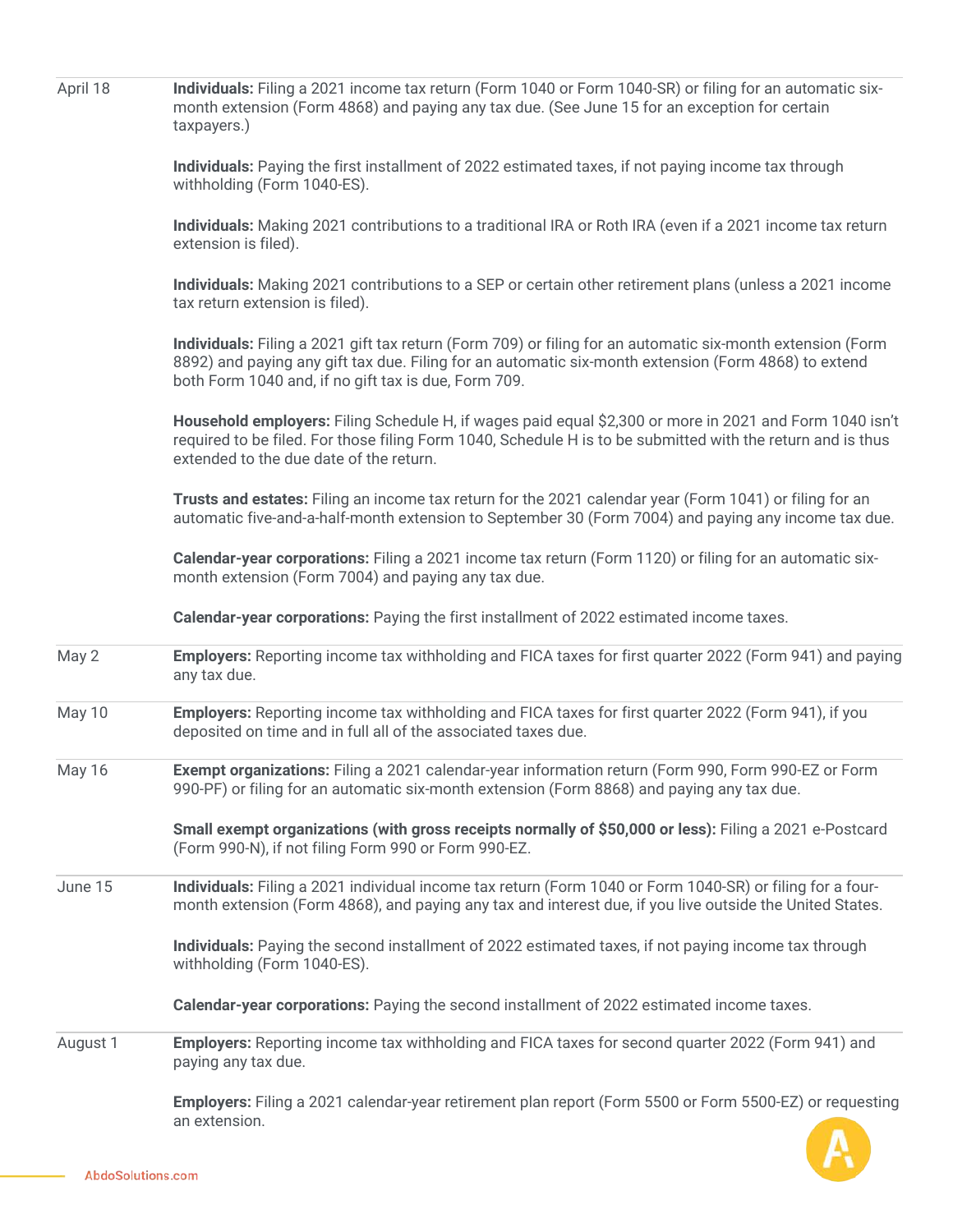| | |
|---|---|
| April 18 | **Individuals:** Filing a 2021 income tax return (Form 1040 or Form 1040-SR) or filing for an automatic six-month extension (Form 4868) and paying any tax due. (See June 15 for an exception for certain taxpayers.) |
| | **Individuals:** Paying the first installment of 2022 estimated taxes, if not paying income tax through withholding (Form 1040-ES). |
| | **Individuals:** Making 2021 contributions to a traditional IRA or Roth IRA (even if a 2021 income tax return extension is filed). |
| | **Individuals:** Making 2021 contributions to a SEP or certain other retirement plans (unless a 2021 income tax return extension is filed). |
| | **Individuals:** Filing a 2021 gift tax return (Form 709) or filing for an automatic six-month extension (Form 8892) and paying any gift tax due. Filing for an automatic six-month extension (Form 4868) to extend both Form 1040 and, if no gift tax is due, Form 709. |
| | **Household employers:** Filing Schedule H, if wages paid equal $2,300 or more in 2021 and Form 1040 isn't required to be filed. For those filing Form 1040, Schedule H is to be submitted with the return and is thus extended to the due date of the return. |
| | **Trusts and estates:** Filing an income tax return for the 2021 calendar year (Form 1041) or filing for an automatic five-and-a-half-month extension to September 30 (Form 7004) and paying any income tax due. |
| | **Calendar-year corporations:** Filing a 2021 income tax return (Form 1120) or filing for an automatic six-month extension (Form 7004) and paying any tax due. |
| | **Calendar-year corporations:** Paying the first installment of 2022 estimated income taxes. |
| May 2 | **Employers:** Reporting income tax withholding and FICA taxes for first quarter 2022 (Form 941) and paying any tax due. |
| May 10 | **Employers:** Reporting income tax withholding and FICA taxes for first quarter 2022 (Form 941), if you deposited on time and in full all of the associated taxes due. |
| May 16 | **Exempt organizations:** Filing a 2021 calendar-year information return (Form 990, Form 990-EZ or Form 990-PF) or filing for an automatic six-month extension (Form 8868) and paying any tax due. |
| | **Small exempt organizations (with gross receipts normally of $50,000 or less):** Filing a 2021 e-Postcard (Form 990-N), if not filing Form 990 or Form 990-EZ. |
| June 15 | **Individuals:** Filing a 2021 individual income tax return (Form 1040 or Form 1040-SR) or filing for a four-month extension (Form 4868), and paying any tax and interest due, if you live outside the United States. |
| | **Individuals:** Paying the second installment of 2022 estimated taxes, if not paying income tax through withholding (Form 1040-ES). |
| | **Calendar-year corporations:** Paying the second installment of 2022 estimated income taxes. |
| August 1 | **Employers:** Reporting income tax withholding and FICA taxes for second quarter 2022 (Form 941) and paying any tax due. |
| | **Employers:** Filing a 2021 calendar-year retirement plan report (Form 5500 or Form 5500-EZ) or requesting an extension. |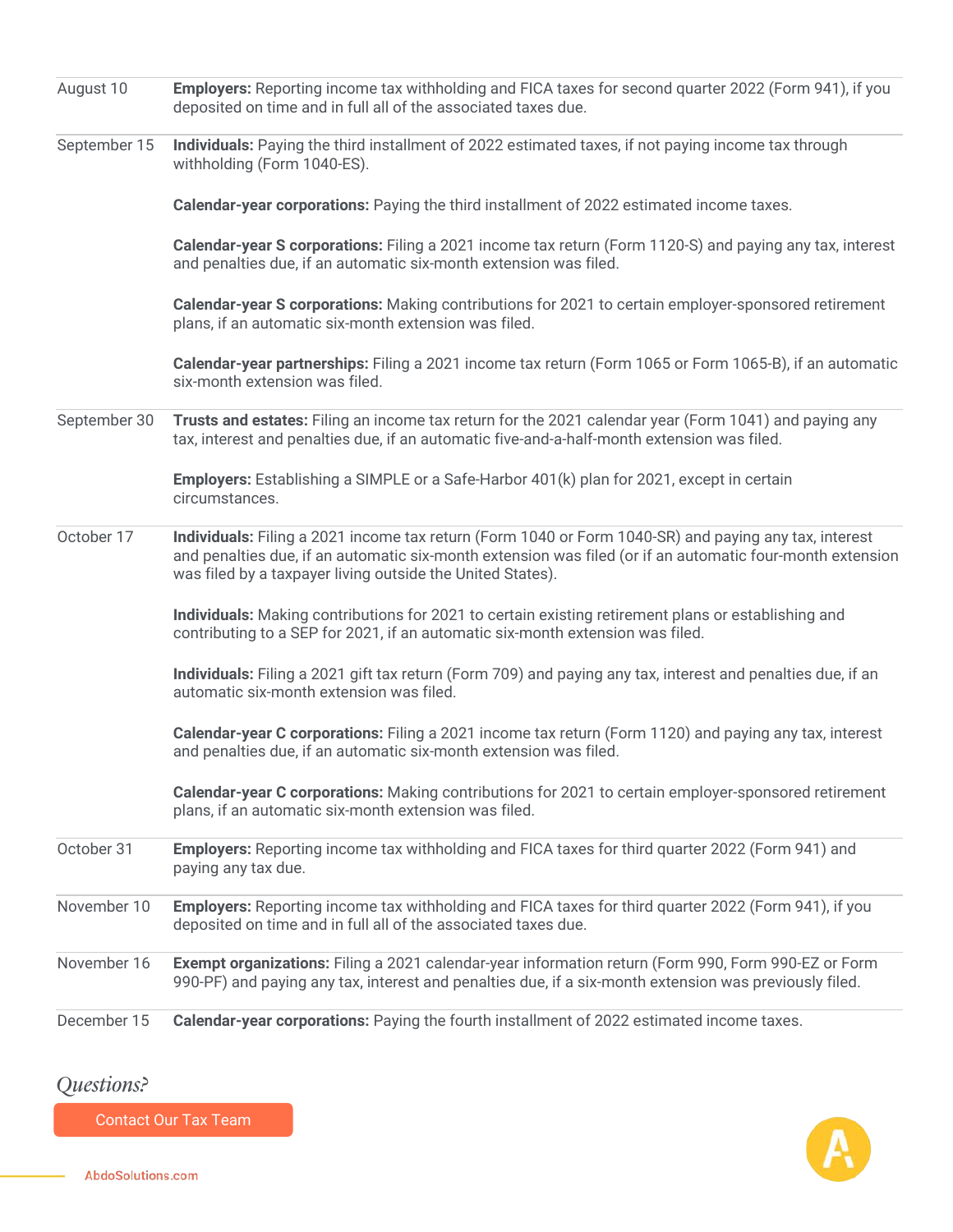| | |
|---|---|
| August 10 | **Employers:** Reporting income tax withholding and FICA taxes for second quarter 2022 (Form 941), if you deposited on time and in full all of the associated taxes due. |
| September 15 | **Individuals:** Paying the third installment of 2022 estimated taxes, if not paying income tax through withholding (Form 1040-ES). |
| | **Calendar-year corporations:** Paying the third installment of 2022 estimated income taxes. |
| | **Calendar-year S corporations:** Filing a 2021 income tax return (Form 1120-S) and paying any tax, interest and penalties due, if an automatic six-month extension was filed. |
| | **Calendar-year S corporations:** Making contributions for 2021 to certain employer-sponsored retirement plans, if an automatic six-month extension was filed. |
| | **Calendar-year partnerships:** Filing a 2021 income tax return (Form 1065 or Form 1065-B), if an automatic six-month extension was filed. |
| September 30 | **Trusts and estates:** Filing an income tax return for the 2021 calendar year (Form 1041) and paying any tax, interest and penalties due, if an automatic five-and-a-half-month extension was filed. |
| | **Employers:** Establishing a SIMPLE or a Safe-Harbor 401(k) plan for 2021, except in certain circumstances. |
| October 17 | **Individuals:** Filing a 2021 income tax return (Form 1040 or Form 1040-SR) and paying any tax, interest and penalties due, if an automatic six-month extension was filed (or if an automatic four-month extension was filed by a taxpayer living outside the United States). |
| | **Individuals:** Making contributions for 2021 to certain existing retirement plans or establishing and contributing to a SEP for 2021, if an automatic six-month extension was filed. |
| | **Individuals:** Filing a 2021 gift tax return (Form 709) and paying any tax, interest and penalties due, if an automatic six-month extension was filed. |
| | **Calendar-year C corporations:** Filing a 2021 income tax return (Form 1120) and paying any tax, interest and penalties due, if an automatic six-month extension was filed. |
| | **Calendar-year C corporations:** Making contributions for 2021 to certain employer-sponsored retirement plans, if an automatic six-month extension was filed. |
| October 31 | **Employers:** Reporting income tax withholding and FICA taxes for third quarter 2022 (Form 941) and paying any tax due. |
| November 10 | **Employers:** Reporting income tax withholding and FICA taxes for third quarter 2022 (Form 941), if you deposited on time and in full all of the associated taxes due. |
| November 16 | **Exempt organizations:** Filing a 2021 calendar-year information return (Form 990, Form 990-EZ or Form 990-PF) and paying any tax, interest and penalties due, if a six-month extension was previously filed. |
| December 15 | **Calendar-year corporations:** Paying the fourth installment of 2022 estimated income taxes. |

*Questions?*

Contact Our Tax Team

AbdoSolutions.com